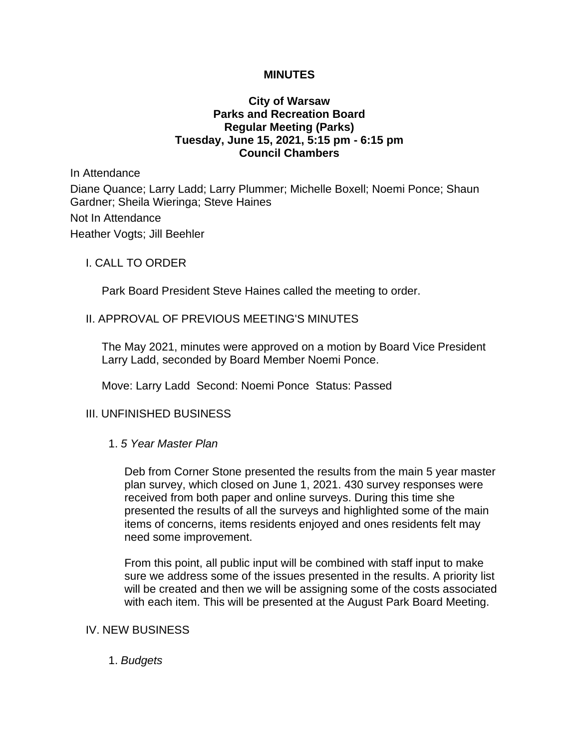**MINUTES**

**City of Warsaw**
**Parks and Recreation Board**
**Regular Meeting (Parks)**
**Tuesday, June 15, 2021, 5:15 pm - 6:15 pm**
**Council Chambers**

In Attendance

Diane Quance; Larry Ladd; Larry Plummer; Michelle Boxell; Noemi Ponce; Shaun Gardner; Sheila Wieringa; Steve Haines

Not In Attendance

Heather Vogts; Jill Beehler

I. CALL TO ORDER

Park Board President Steve Haines called the meeting to order.

II. APPROVAL OF PREVIOUS MEETING'S MINUTES

The May 2021, minutes were approved on a motion by Board Vice President Larry Ladd, seconded by Board Member Noemi Ponce.

Move: Larry Ladd  Second: Noemi Ponce  Status: Passed

III. UNFINISHED BUSINESS

1. *5 Year Master Plan*

Deb from Corner Stone presented the results from the main 5 year master plan survey, which closed on June 1, 2021. 430 survey responses were received from both paper and online surveys. During this time she presented the results of all the surveys and highlighted some of the main items of concerns, items residents enjoyed and ones residents felt may need some improvement.

From this point, all public input will be combined with staff input to make sure we address some of the issues presented in the results. A priority list will be created and then we will be assigning some of the costs associated with each item. This will be presented at the August Park Board Meeting.

IV. NEW BUSINESS

1. *Budgets*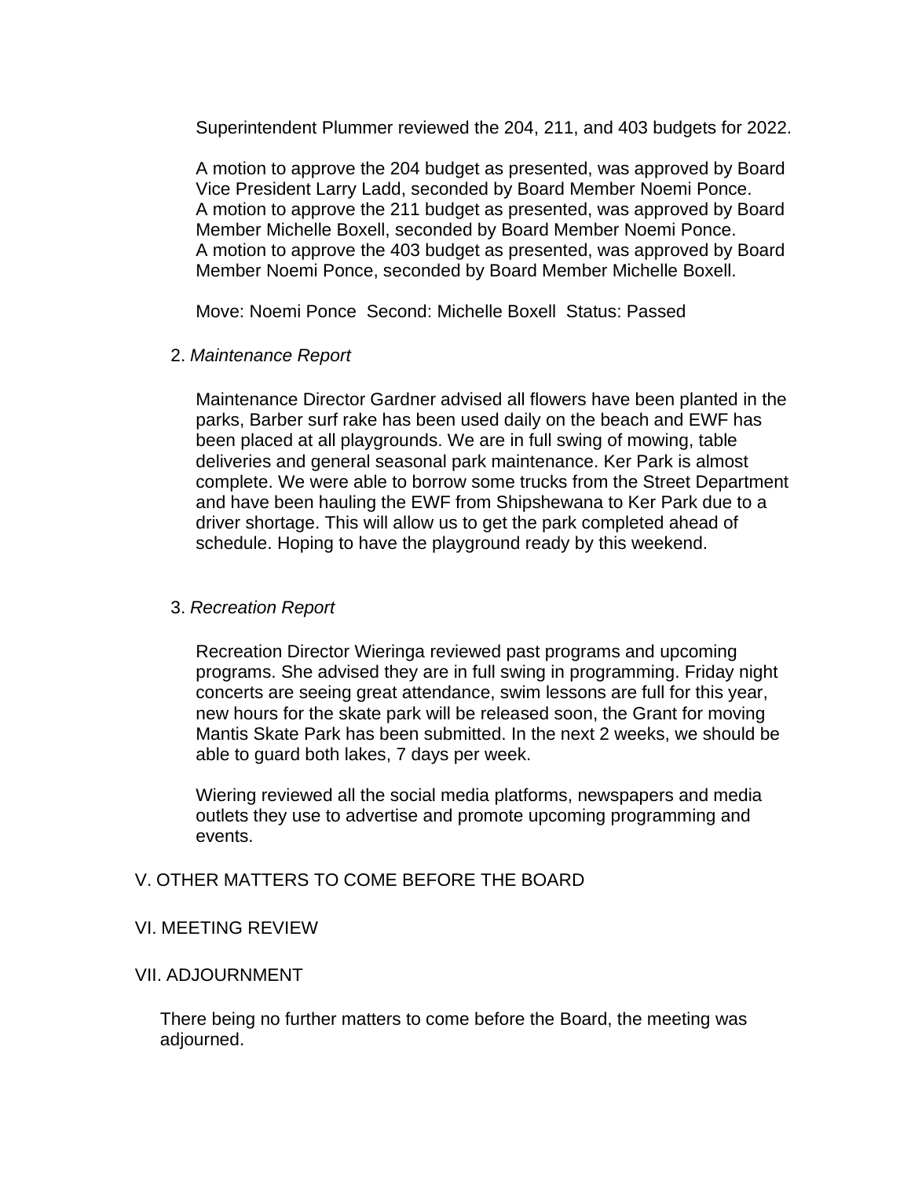Superintendent Plummer reviewed the 204, 211, and 403 budgets for 2022.

A motion to approve the 204 budget as presented, was approved by Board Vice President Larry Ladd, seconded by Board Member Noemi Ponce.
A motion to approve the 211 budget as presented, was approved by Board Member Michelle Boxell, seconded by Board Member Noemi Ponce.
A motion to approve the 403 budget as presented, was approved by Board Member Noemi Ponce, seconded by Board Member Michelle Boxell.

Move: Noemi Ponce Second: Michelle Boxell Status: Passed

2. *Maintenance Report*

Maintenance Director Gardner advised all flowers have been planted in the parks, Barber surf rake has been used daily on the beach and EWF has been placed at all playgrounds. We are in full swing of mowing, table deliveries and general seasonal park maintenance. Ker Park is almost complete. We were able to borrow some trucks from the Street Department and have been hauling the EWF from Shipshewana to Ker Park due to a driver shortage. This will allow us to get the park completed ahead of schedule. Hoping to have the playground ready by this weekend.

3. *Recreation Report*

Recreation Director Wieringa reviewed past programs and upcoming programs. She advised they are in full swing in programming. Friday night concerts are seeing great attendance, swim lessons are full for this year, new hours for the skate park will be released soon, the Grant for moving Mantis Skate Park has been submitted. In the next 2 weeks, we should be able to guard both lakes, 7 days per week.

Wiering reviewed all the social media platforms, newspapers and media outlets they use to advertise and promote upcoming programming and events.

V. OTHER MATTERS TO COME BEFORE THE BOARD

VI. MEETING REVIEW

VII. ADJOURNMENT

There being no further matters to come before the Board, the meeting was adjourned.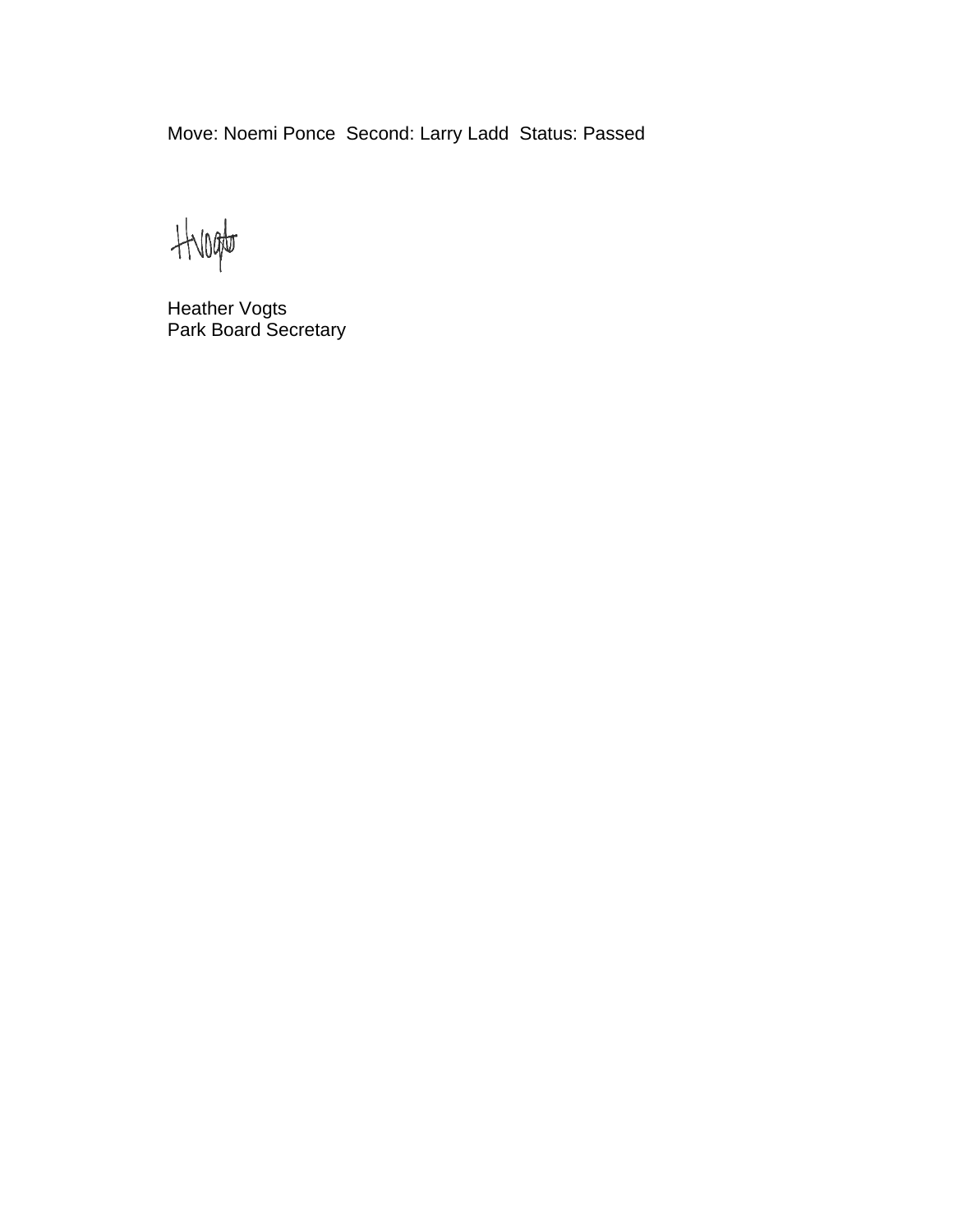Move: Noemi Ponce  Second: Larry Ladd  Status: Passed

Heather Vogts
Park Board Secretary